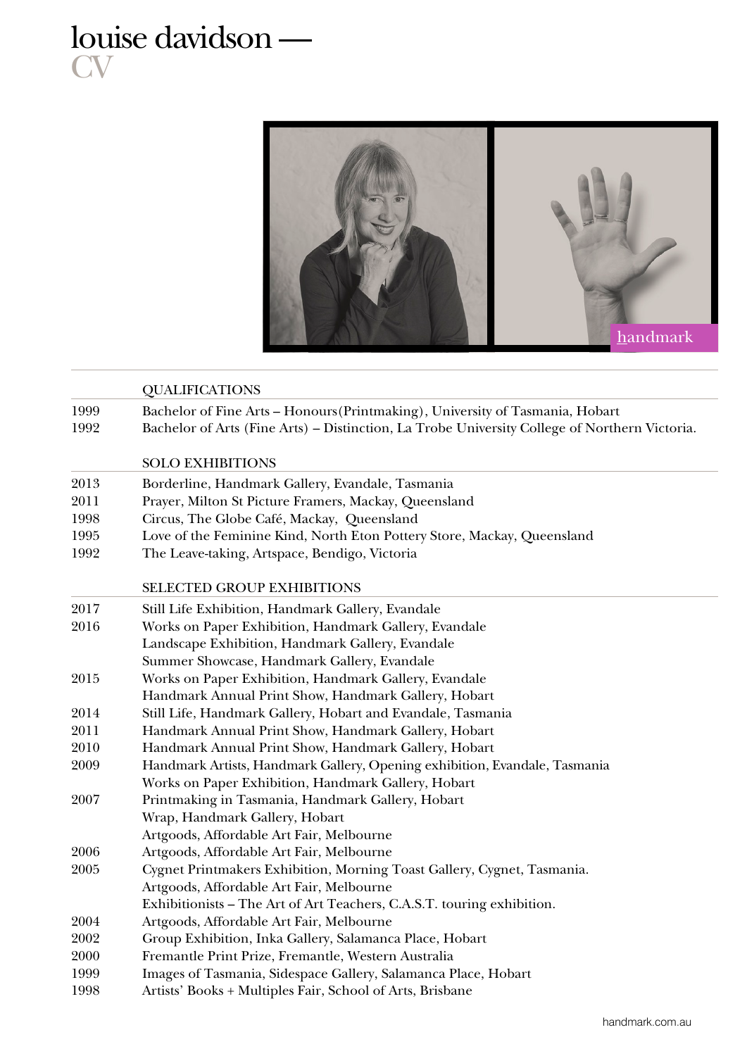# louise davidson —
## CV

handmark

### QUALIFICATIONS

1999 Bachelor of Fine Arts – Honours(Printmaking), University of Tasmania, Hobart
1992 Bachelor of Arts (Fine Arts) – Distinction, La Trobe University College of Northern Victoria.

### SOLO EXHIBITIONS

2013 Borderline, Handmark Gallery, Evandale, Tasmania
2011 Prayer, Milton St Picture Framers, Mackay, Queensland
1998 Circus, The Globe Café, Mackay, Queensland
1995 Love of the Feminine Kind, North Eton Pottery Store, Mackay, Queensland
1992 The Leave-taking, Artspace, Bendigo, Victoria

### SELECTED GROUP EXHIBITIONS

2017 Still Life Exhibition, Handmark Gallery, Evandale
2016 Works on Paper Exhibition, Handmark Gallery, Evandale
Landscape Exhibition, Handmark Gallery, Evandale
Summer Showcase, Handmark Gallery, Evandale
2015 Works on Paper Exhibition, Handmark Gallery, Evandale
Handmark Annual Print Show, Handmark Gallery, Hobart
2014 Still Life, Handmark Gallery, Hobart and Evandale, Tasmania
2011 Handmark Annual Print Show, Handmark Gallery, Hobart
2010 Handmark Annual Print Show, Handmark Gallery, Hobart
2009 Handmark Artists, Handmark Gallery, Opening exhibition, Evandale, Tasmania
Works on Paper Exhibition, Handmark Gallery, Hobart
2007 Printmaking in Tasmania, Handmark Gallery, Hobart
Wrap, Handmark Gallery, Hobart
Artgoods, Affordable Art Fair, Melbourne
2006 Artgoods, Affordable Art Fair, Melbourne
2005 Cygnet Printmakers Exhibition, Morning Toast Gallery, Cygnet, Tasmania.
Artgoods, Affordable Art Fair, Melbourne
Exhibitionists – The Art of Art Teachers, C.A.S.T. touring exhibition.
2004 Artgoods, Affordable Art Fair, Melbourne
2002 Group Exhibition, Inka Gallery, Salamanca Place, Hobart
2000 Fremantle Print Prize, Fremantle, Western Australia
1999 Images of Tasmania, Sidespace Gallery, Salamanca Place, Hobart
1998 Artists' Books + Multiples Fair, School of Arts, Brisbane

handmark.com.au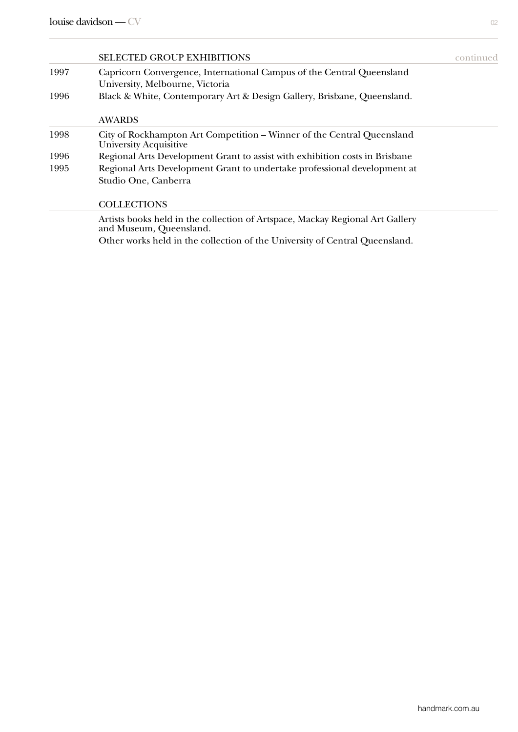## SELECTED GROUP EXHIBITIONS continued

| | |
|---|---|
| 1997 | Capricorn Convergence, International Campus of the Central Queensland University, Melbourne, Victoria |
| 1996 | Black & White, Contemporary Art & Design Gallery, Brisbane, Queensland. |

## AWARDS

| | |
|---|---|
| 1998 | City of Rockhampton Art Competition – Winner of the Central Queensland University Acquisitive |
| 1996 | Regional Arts Development Grant to assist with exhibition costs in Brisbane |
| 1995 | Regional Arts Development Grant to undertake professional development at Studio One, Canberra |

## COLLECTIONS

Artists books held in the collection of Artspace, Mackay Regional Art Gallery and Museum, Queensland.

Other works held in the collection of the University of Central Queensland.